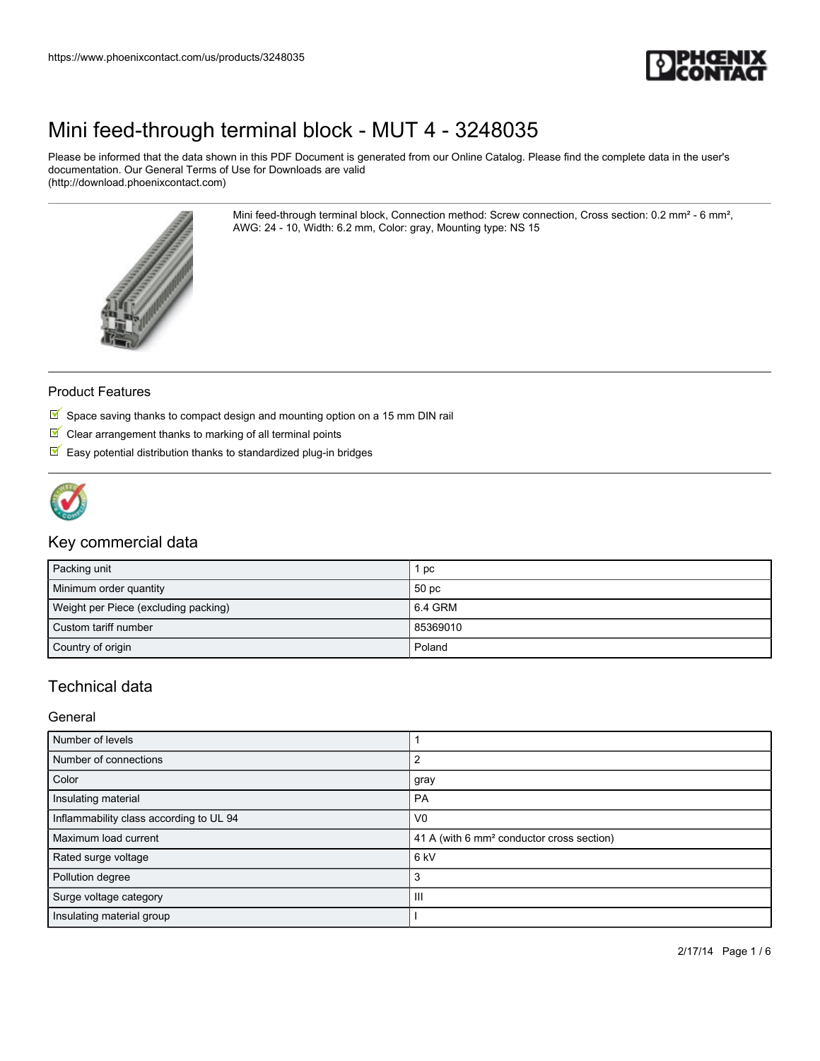# Mini feed-through terminal block - MUT 4 - 3248035

Please be informed that the data shown in this PDF Document is generated from our Online Catalog. Please find the complete data in the user's documentation. Our General Terms of Use for Downloads are valid (http://download.phoenixcontact.com)

Mini feed-through terminal block, Connection method: Screw connection, Cross section: 0.2 mm² - 6 mm², AWG: 24 - 10, Width: 6.2 mm, Color: gray, Mounting type: NS 15

## Product Features

- Space saving thanks to compact design and mounting option on a 15 mm DIN rail
- Clear arrangement thanks to marking of all terminal points
- Easy potential distribution thanks to standardized plug-in bridges

## Key commercial data

| Packing unit | 1 pc |
|---|---|
| Minimum order quantity | 50 pc |
| Weight per Piece (excluding packing) | 6.4 GRM |
| Custom tariff number | 85369010 |
| Country of origin | Poland |

## Technical data

### General

| Number of levels | 1 |
|---|---|
| Number of connections | 2 |
| Color | gray |
| Insulating material | PA |
| Inflammability class according to UL 94 | V0 |
| Maximum load current | 41 A (with 6 mm² conductor cross section) |
| Rated surge voltage | 6 kV |
| Pollution degree | 3 |
| Surge voltage category | III |
| Insulating material group | I |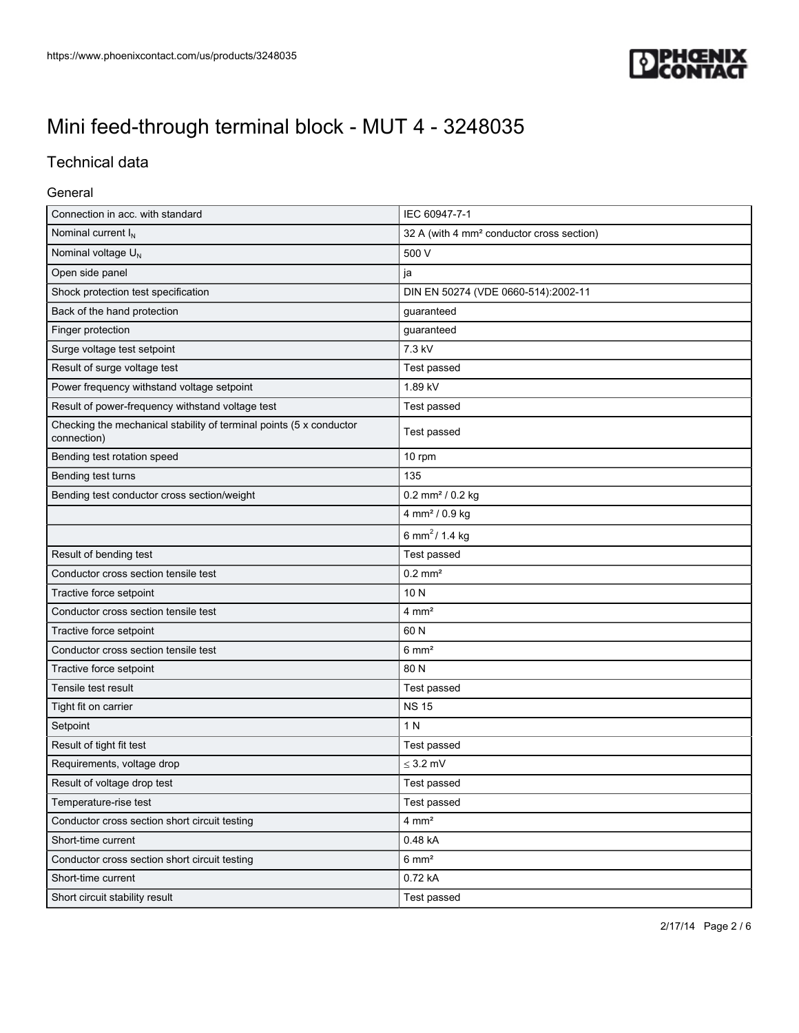// Mini feed-through terminal block - MUT 4 - 3248035

# Mini feed-through terminal block - MUT 4 - 3248035

## Technical data

### General

| | |
|---|---|
| Connection in acc. with standard | IEC 60947-7-1 |
| Nominal current $I_N$ | 32 A (with 4 mm² conductor cross section) |
| Nominal voltage $U_N$ | 500 V |
| Open side panel | ja |
| Shock protection test specification | DIN EN 50274 (VDE 0660-514):2002-11 |
| Back of the hand protection | guaranteed |
| Finger protection | guaranteed |
| Surge voltage test setpoint | 7.3 kV |
| Result of surge voltage test | Test passed |
| Power frequency withstand voltage setpoint | 1.89 kV |
| Result of power-frequency withstand voltage test | Test passed |
| Checking the mechanical stability of terminal points (5 x conductor connection) | Test passed |
| Bending test rotation speed | 10 rpm |
| Bending test turns | 135 |
| Bending test conductor cross section/weight | 0.2 mm² / 0.2 kg |
| | 4 mm² / 0.9 kg |
| | 6 $mm^2$ / 1.4 kg |
| Result of bending test | Test passed |
| Conductor cross section tensile test | 0.2 mm² |
| Tractive force setpoint | 10 N |
| Conductor cross section tensile test | 4 mm² |
| Tractive force setpoint | 60 N |
| Conductor cross section tensile test | 6 mm² |
| Tractive force setpoint | 80 N |
| Tensile test result | Test passed |
| Tight fit on carrier | NS 15 |
| Setpoint | 1 N |
| Result of tight fit test | Test passed |
| Requirements, voltage drop | ≤ 3.2 mV |
| Result of voltage drop test | Test passed |
| Temperature-rise test | Test passed |
| Conductor cross section short circuit testing | 4 mm² |
| Short-time current | 0.48 kA |
| Conductor cross section short circuit testing | 6 mm² |
| Short-time current | 0.72 kA |
| Short circuit stability result | Test passed |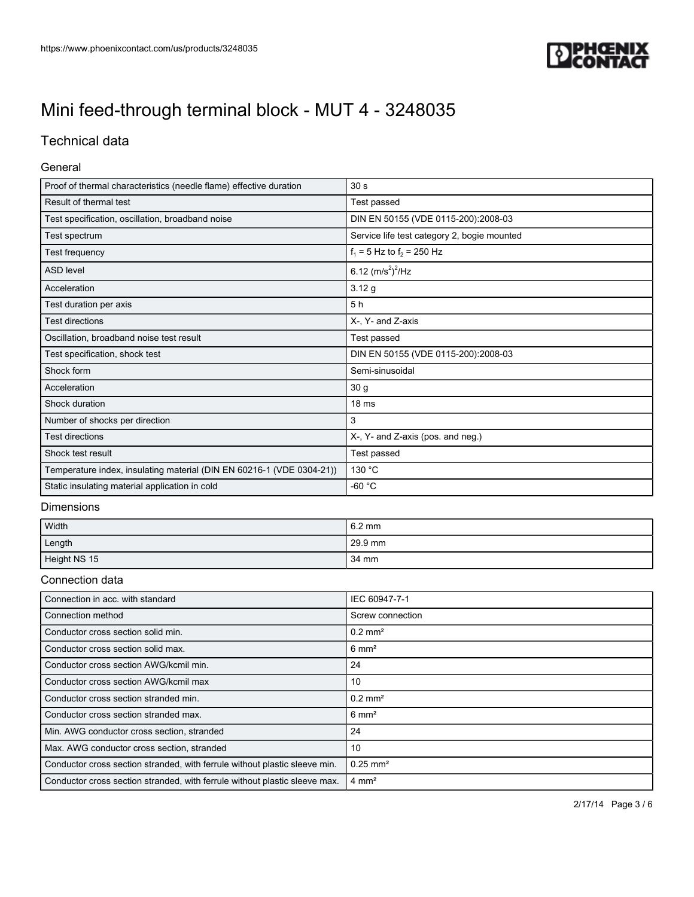# Mini feed-through terminal block - MUT 4 - 3248035

## Technical data

### General

| | |
|---|---|
| Proof of thermal characteristics (needle flame) effective duration | 30 s |
| Result of thermal test | Test passed |
| Test specification, oscillation, broadband noise | DIN EN 50155 (VDE 0115-200):2008-03 |
| Test spectrum | Service life test category 2, bogie mounted |
| Test frequency | $f_1$ = 5 Hz to $f_2$ = 250 Hz |
| ASD level | 6.12 $(m/s^2)^2/Hz$ |
| Acceleration | 3.12 g |
| Test duration per axis | 5 h |
| Test directions | X-, Y- and Z-axis |
| Oscillation, broadband noise test result | Test passed |
| Test specification, shock test | DIN EN 50155 (VDE 0115-200):2008-03 |
| Shock form | Semi-sinusoidal |
| Acceleration | 30 g |
| Shock duration | 18 ms |
| Number of shocks per direction | 3 |
| Test directions | X-, Y- and Z-axis (pos. and neg.) |
| Shock test result | Test passed |
| Temperature index, insulating material (DIN EN 60216-1 (VDE 0304-21)) | 130 °C |
| Static insulating material application in cold | -60 °C |

### Dimensions

| | |
|---|---|
| Width | 6.2 mm |
| Length | 29.9 mm |
| Height NS 15 | 34 mm |

### Connection data

| | |
|---|---|
| Connection in acc. with standard | IEC 60947-7-1 |
| Connection method | Screw connection |
| Conductor cross section solid min. | 0.2 mm² |
| Conductor cross section solid max. | 6 mm² |
| Conductor cross section AWG/kcmil min. | 24 |
| Conductor cross section AWG/kcmil max | 10 |
| Conductor cross section stranded min. | 0.2 mm² |
| Conductor cross section stranded max. | 6 mm² |
| Min. AWG conductor cross section, stranded | 24 |
| Max. AWG conductor cross section, stranded | 10 |
| Conductor cross section stranded, with ferrule without plastic sleeve min. | 0.25 mm² |
| Conductor cross section stranded, with ferrule without plastic sleeve max. | 4 mm² |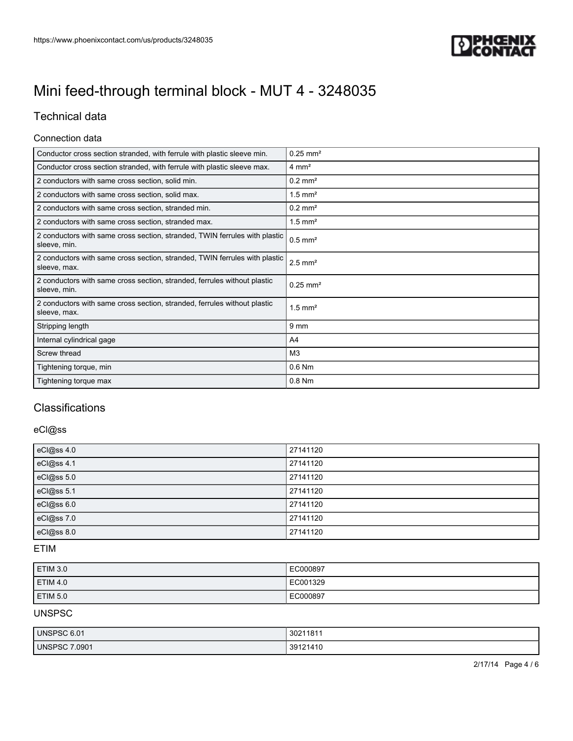# Mini feed-through terminal block - MUT 4 - 3248035

## Technical data

### Connection data

| | |
|---|---|
| Conductor cross section stranded, with ferrule with plastic sleeve min. | 0.25 mm² |
| Conductor cross section stranded, with ferrule with plastic sleeve max. | 4 mm² |
| 2 conductors with same cross section, solid min. | 0.2 mm² |
| 2 conductors with same cross section, solid max. | 1.5 mm² |
| 2 conductors with same cross section, stranded min. | 0.2 mm² |
| 2 conductors with same cross section, stranded max. | 1.5 mm² |
| 2 conductors with same cross section, stranded, TWIN ferrules with plastic sleeve, min. | 0.5 mm² |
| 2 conductors with same cross section, stranded, TWIN ferrules with plastic sleeve, max. | 2.5 mm² |
| 2 conductors with same cross section, stranded, ferrules without plastic sleeve, min. | 0.25 mm² |
| 2 conductors with same cross section, stranded, ferrules without plastic sleeve, max. | 1.5 mm² |
| Stripping length | 9 mm |
| Internal cylindrical gage | A4 |
| Screw thread | M3 |
| Tightening torque, min | 0.6 Nm |
| Tightening torque max | 0.8 Nm |

## Classifications

### eCl@ss

| | |
|---|---|
| eCl@ss 4.0 | 27141120 |
| eCl@ss 4.1 | 27141120 |
| eCl@ss 5.0 | 27141120 |
| eCl@ss 5.1 | 27141120 |
| eCl@ss 6.0 | 27141120 |
| eCl@ss 7.0 | 27141120 |
| eCl@ss 8.0 | 27141120 |

### ETIM

| | |
|---|---|
| ETIM 3.0 | EC000897 |
| ETIM 4.0 | EC001329 |
| ETIM 5.0 | EC000897 |

### UNSPSC

| | |
|---|---|
| UNSPSC 6.01 | 30211811 |
| UNSPSC 7.0901 | 39121410 |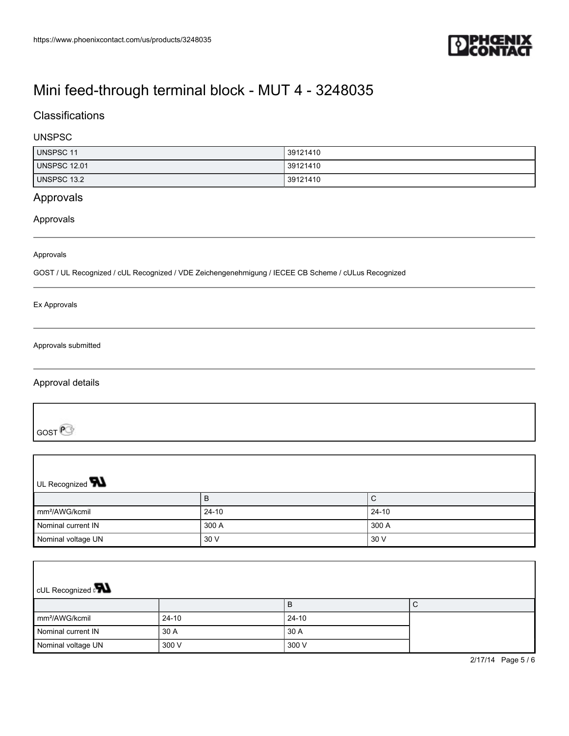# Mini feed-through terminal block - MUT 4 - 3248035

## Classifications

### UNSPSC

| | |
|---|---|
| UNSPSC 11 | 39121410 |
| UNSPSC 12.01 | 39121410 |
| UNSPSC 13.2 | 39121410 |

## Approvals

### Approvals

Approvals

GOST / UL Recognized / cUL Recognized / VDE Zeichengenehmigung / IECEE CB Scheme / cULus Recognized

Ex Approvals

Approvals submitted

### Approval details

GOST

UL Recognized

| | B | C |
|---|---|---|
| mm²/AWG/kcmil | 24-10 | 24-10 |
| Nominal current IN | 300 A | 300 A |
| Nominal voltage UN | 30 V | 30 V |

cUL Recognized

| | | B | C |
|---|---|---|---|
| mm²/AWG/kcmil | 24-10 | 24-10 | |
| Nominal current IN | 30 A | 30 A | |
| Nominal voltage UN | 300 V | 300 V | |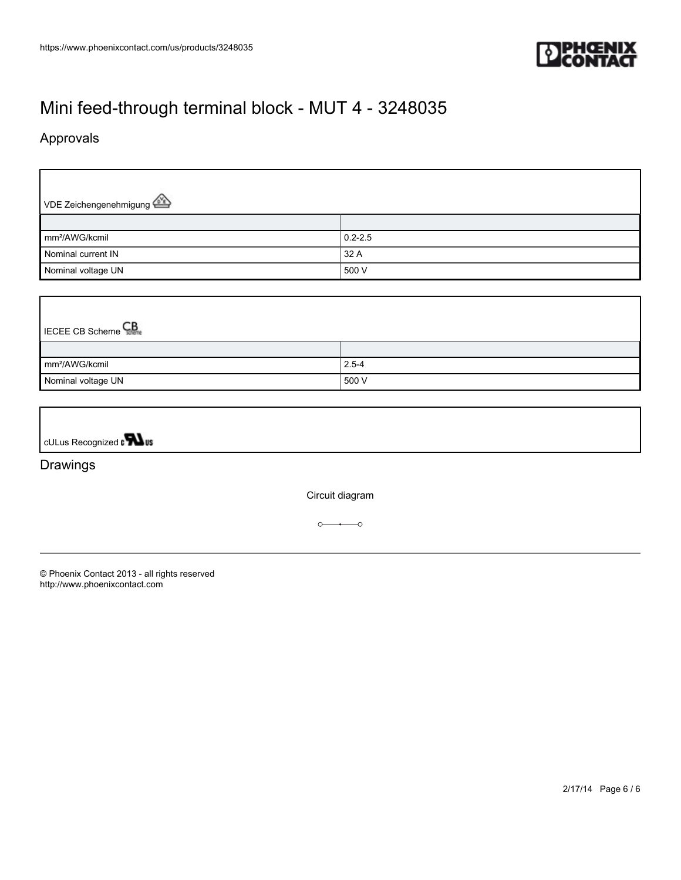# Mini feed-through terminal block - MUT 4 - 3248035

## Approvals

VDE Zeichengenehmigung

| | |
|---|---|
| mm²/AWG/kcmil | 0.2-2.5 |
| Nominal current IN | 32 A |
| Nominal voltage UN | 500 V |

IECEE CB Scheme

| | |
|---|---|
| mm²/AWG/kcmil | 2.5-4 |
| Nominal voltage UN | 500 V |

cULus Recognized

## Drawings

Circuit diagram

© Phoenix Contact 2013 - all rights reserved
http://www.phoenixcontact.com